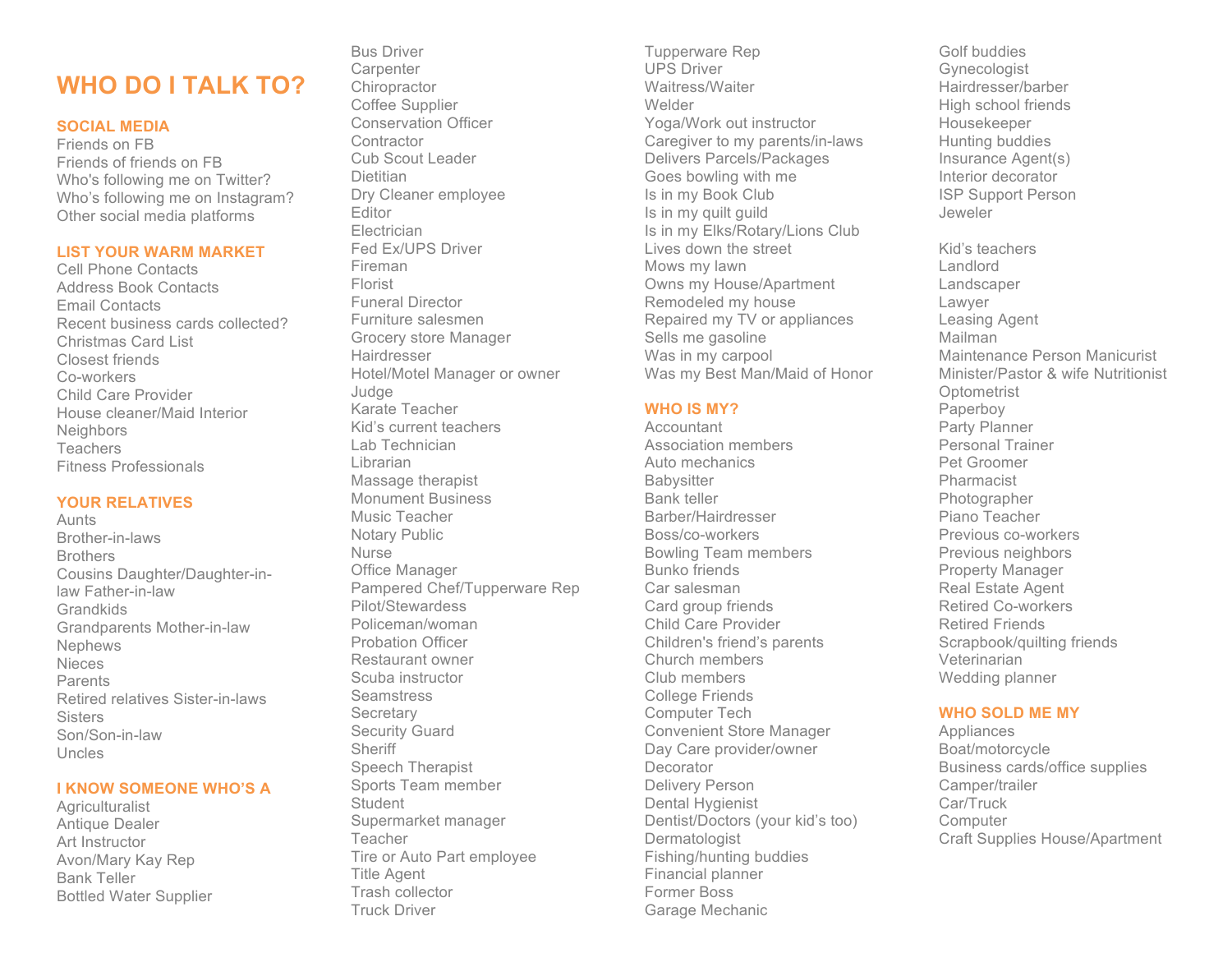# WHO DO I TALK TO?

## SOCIAL MEDIA

Friends on FB
Friends of friends on FB
Who's following me on Twitter?
Who's following me on Instagram?
Other social media platforms

## LIST YOUR WARM MARKET

Cell Phone Contacts
Address Book Contacts
Email Contacts
Recent business cards collected?
Christmas Card List
Closest friends
Co-workers
Child Care Provider
House cleaner/Maid Interior
Neighbors
Teachers
Fitness Professionals

## YOUR RELATIVES

Aunts
Brother-in-laws
Brothers
Cousins Daughter/Daughter-in-law Father-in-law
Grandkids
Grandparents Mother-in-law
Nephews
Nieces
Parents
Retired relatives Sister-in-laws
Sisters
Son/Son-in-law
Uncles

## I KNOW SOMEONE WHO'S A

Agriculturalist
Antique Dealer
Art Instructor
Avon/Mary Kay Rep
Bank Teller
Bottled Water Supplier
Bus Driver
Carpenter
Chiropractor
Coffee Supplier
Conservation Officer
Contractor
Cub Scout Leader
Dietitian
Dry Cleaner employee
Editor
Electrician
Fed Ex/UPS Driver
Fireman
Florist
Funeral Director
Furniture salesmen
Grocery store Manager
Hairdresser
Hotel/Motel Manager or owner
Judge
Karate Teacher
Kid's current teachers
Lab Technician
Librarian
Massage therapist
Monument Business
Music Teacher
Notary Public
Nurse
Office Manager
Pampered Chef/Tupperware Rep
Pilot/Stewardess
Policeman/woman
Probation Officer
Restaurant owner
Scuba instructor
Seamstress
Secretary
Security Guard
Sheriff
Speech Therapist
Sports Team member
Student
Supermarket manager
Teacher
Tire or Auto Part employee
Title Agent
Trash collector
Truck Driver
Tupperware Rep
UPS Driver
Waitress/Waiter
Welder
Yoga/Work out instructor
Caregiver to my parents/in-laws
Delivers Parcels/Packages
Goes bowling with me
Is in my Book Club
Is in my quilt guild
Is in my Elks/Rotary/Lions Club
Lives down the street
Mows my lawn
Owns my House/Apartment
Remodeled my house
Repaired my TV or appliances
Sells me gasoline
Was in my carpool
Was my Best Man/Maid of Honor

## WHO IS MY?

Accountant
Association members
Auto mechanics
Babysitter
Bank teller
Barber/Hairdresser
Boss/co-workers
Bowling Team members
Bunko friends
Car salesman
Card group friends
Child Care Provider
Children's friend's parents
Church members
Club members
College Friends
Computer Tech
Convenient Store Manager
Day Care provider/owner
Decorator
Delivery Person
Dental Hygienist
Dentist/Doctors (your kid's too)
Dermatologist
Fishing/hunting buddies
Financial planner
Former Boss
Garage Mechanic
Golf buddies
Gynecologist
Hairdresser/barber
High school friends
Housekeeper
Hunting buddies
Insurance Agent(s)
Interior decorator
ISP Support Person
Jeweler

Kid's teachers
Landlord
Landscaper
Lawyer
Leasing Agent
Mailman
Maintenance Person Manicurist
Minister/Pastor & wife Nutritionist
Optometrist
Paperboy
Party Planner
Personal Trainer
Pet Groomer
Pharmacist
Photographer
Piano Teacher
Previous co-workers
Previous neighbors
Property Manager
Real Estate Agent
Retired Co-workers
Retired Friends
Scrapbook/quilting friends
Veterinarian
Wedding planner

## WHO SOLD ME MY

Appliances
Boat/motorcycle
Business cards/office supplies
Camper/trailer
Car/Truck
Computer
Craft Supplies House/Apartment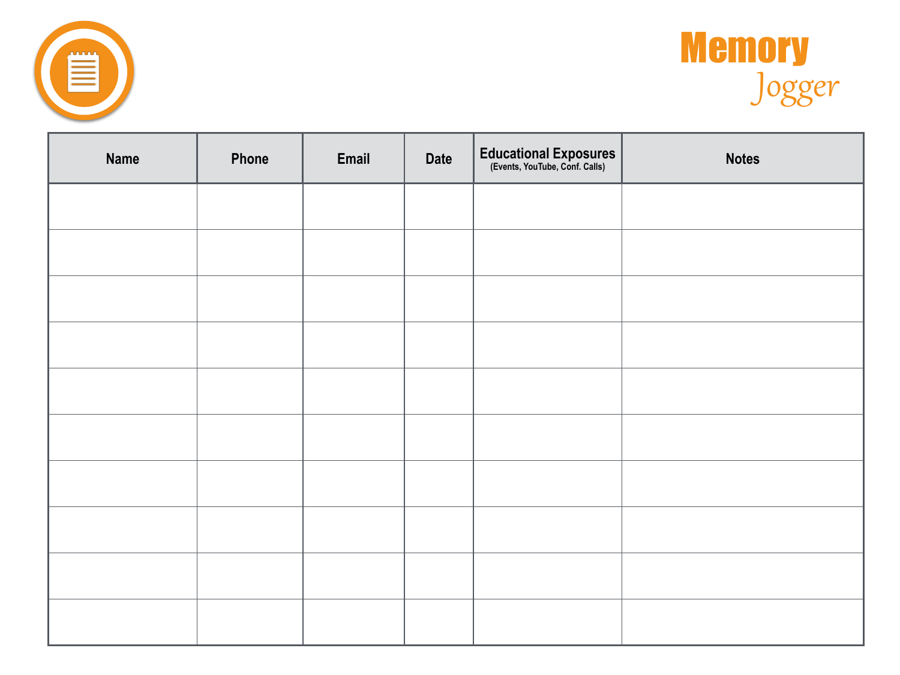# Memory *Jogger*

| Name | Phone | Email | Date | Educational Exposures (Events, YouTube, Conf. Calls) | Notes |
|---|---|---|---|---|---|
| | | | | | |
| | | | | | |
| | | | | | |
| | | | | | |
| | | | | | |
| | | | | | |
| | | | | | |
| | | | | | |
| | | | | | |
| | | | | | |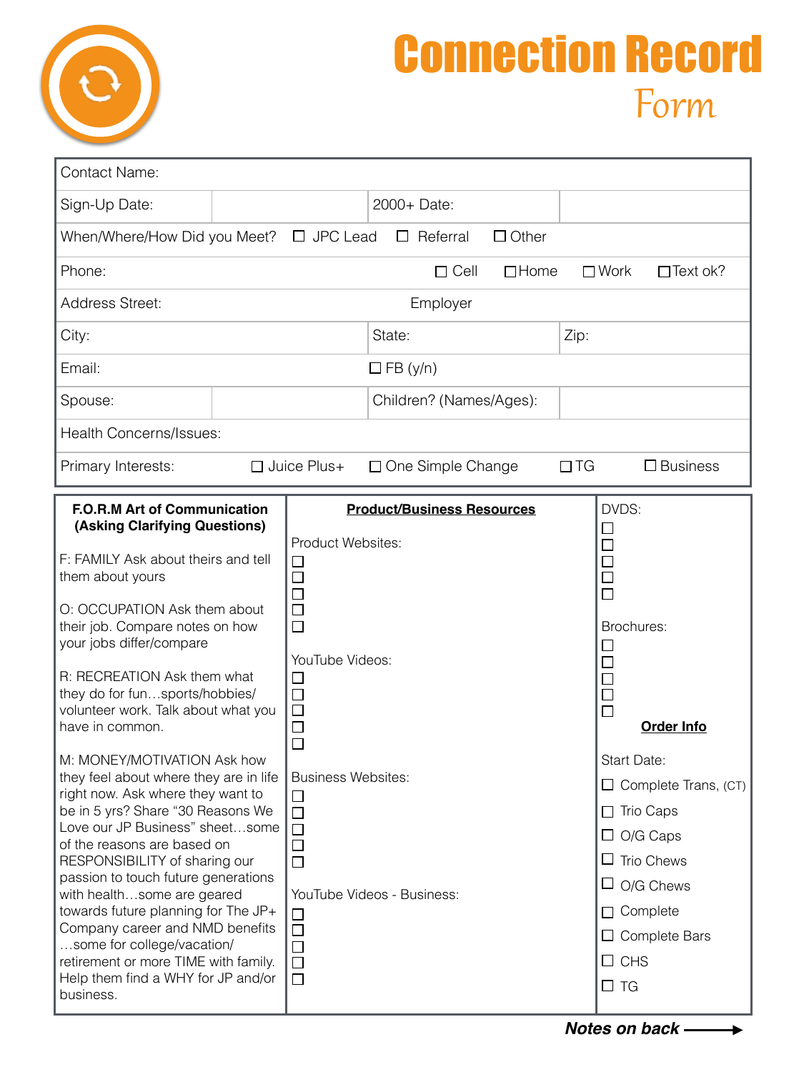# Connection Record
## Form

| | | | |
|---|---|---|---|
| Contact Name: | | | |
| Sign-Up Date: | | 2000+ Date: | |
| When/Where/How Did you Meet? ☐ JPC Lead ☐ Referral ☐ Other | | | |
| Phone: ☐ Cell ☐ Home ☐ Work ☐ Text ok? | | | |
| Address Street: | | Employer | |
| City: | | State: | Zip: |
| Email: | | ☐ FB (y/n) | |
| Spouse: | | Children? (Names/Ages): | |
| Health Concerns/Issues: | | | |
| Primary Interests: ☐ Juice Plus+ ☐ One Simple Change ☐ TG ☐ Business | | | |

**F.O.R.M Art of Communication (Asking Clarifying Questions)**

F: FAMILY Ask about theirs and tell them about yours

O: OCCUPATION Ask them about their job. Compare notes on how your jobs differ/compare

R: RECREATION Ask them what they do for fun…sports/hobbies/ volunteer work. Talk about what you have in common.

M: MONEY/MOTIVATION Ask how they feel about where they are in life right now. Ask where they want to be in 5 yrs? Share "30 Reasons We Love our JP Business" sheet…some of the reasons are based on RESPONSIBILITY of sharing our passion to touch future generations with health…some are geared towards future planning for The JP+ Company career and NMD benefits …some for college/vacation/ retirement or more TIME with family. Help them find a WHY for JP and/or business.

**Product/Business Resources**

Product Websites:
- ☐
- ☐
- ☐
- ☐
- ☐

YouTube Videos:
- ☐
- ☐
- ☐
- ☐
- ☐

Business Websites:
- ☐
- ☐
- ☐
- ☐
- ☐

YouTube Videos - Business:
- ☐
- ☐
- ☐
- ☐
- ☐

DVDS:
- ☐
- ☐
- ☐
- ☐
- ☐

Brochures:
- ☐
- ☐
- ☐
- ☐
- ☐

**Order Info**

Start Date:
- ☐ Complete Trans, (CT)
- ☐ Trio Caps
- ☐ O/G Caps
- ☐ Trio Chews
- ☐ O/G Chews
- ☐ Complete
- ☐ Complete Bars
- ☐ CHS
- ☐ TG

***Notes on back*** →